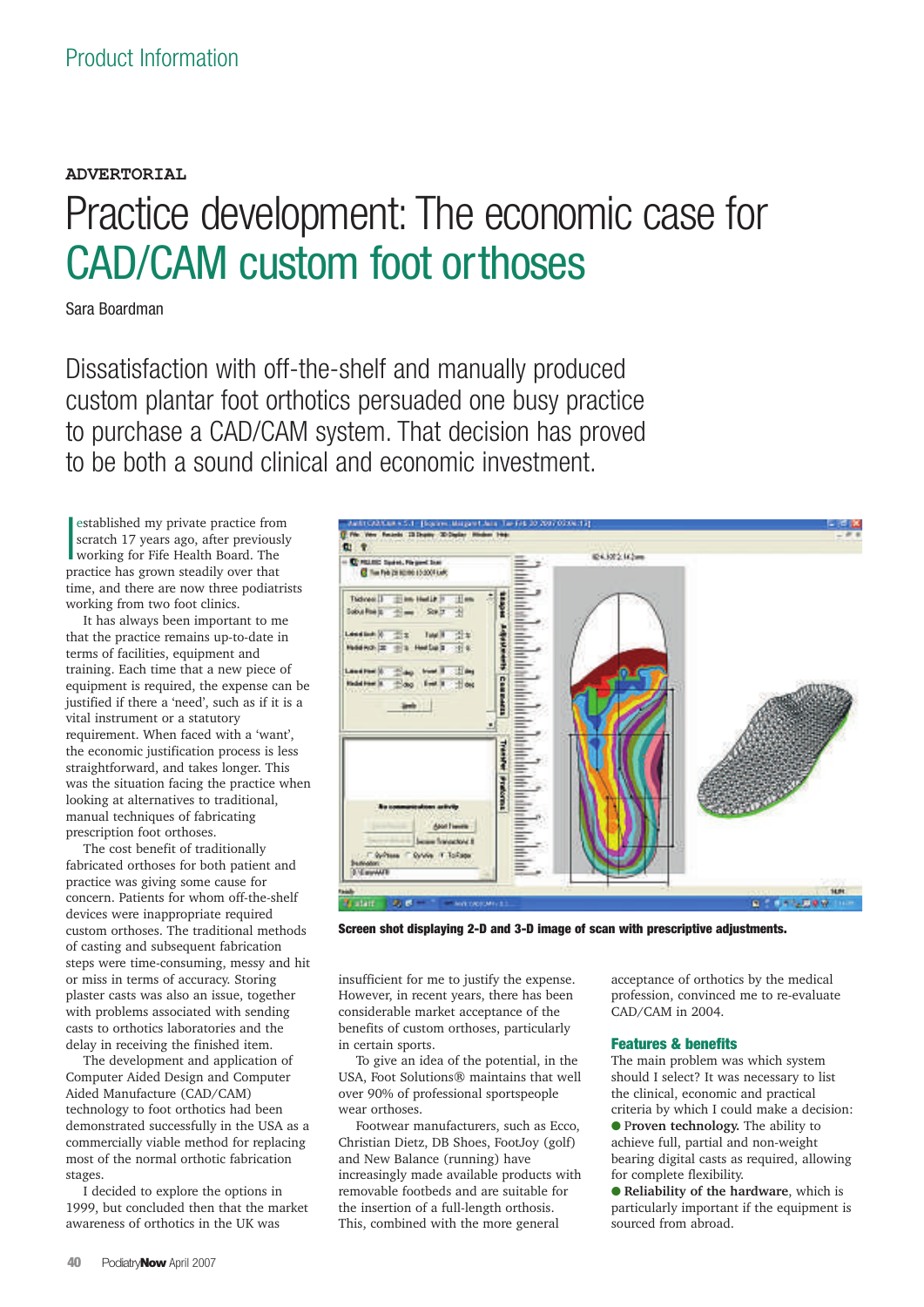Product Information

**ADVERTORIAL**

# Practice development: The economic case for CAD/CAM custom foot orthoses

Sara Boardman

Dissatisfaction with off-the-shelf and manually produced custom plantar foot orthotics persuaded one busy practice to purchase a CAD/CAM system. That decision has proved to be both a sound clinical and economic investment.

I established my private practice from scratch 17 years ago, after previously working for Fife Health Board. The practice has grown steadily over that time, and there are now three podiatrists working from two foot clinics.

It has always been important to me that the practice remains up-to-date in terms of facilities, equipment and training. Each time that a new piece of equipment is required, the expense can be justified if there a 'need', such as if it is a vital instrument or a statutory requirement. When faced with a 'want', the economic justification process is less straightforward, and takes longer. This was the situation facing the practice when looking at alternatives to traditional, manual techniques of fabricating prescription foot orthoses.

The cost benefit of traditionally fabricated orthoses for both patient and practice was giving some cause for concern. Patients for whom off-the-shelf devices were inappropriate required custom orthoses. The traditional methods of casting and subsequent fabrication steps were time-consuming, messy and hit or miss in terms of accuracy. Storing plaster casts was also an issue, together with problems associated with sending casts to orthotics laboratories and the delay in receiving the finished item.

The development and application of Computer Aided Design and Computer Aided Manufacture (CAD/CAM) technology to foot orthotics had been demonstrated successfully in the USA as a commercially viable method for replacing most of the normal orthotic fabrication stages.

I decided to explore the options in 1999, but concluded then that the market awareness of orthotics in the UK was insufficient for me to justify the expense. However, in recent years, there has been considerable market acceptance of the benefits of custom orthoses, particularly in certain sports.

Screen shot displaying 2-D and 3-D image of scan with prescriptive adjustments.

To give an idea of the potential, in the USA, Foot Solutions® maintains that well over 90% of professional sportspeople wear orthoses.

Footwear manufacturers, such as Ecco, Christian Dietz, DB Shoes, FootJoy (golf) and New Balance (running) have increasingly made available products with removable footbeds and are suitable for the insertion of a full-length orthosis. This, combined with the more general acceptance of orthotics by the medical profession, convinced me to re-evaluate CAD/CAM in 2004.

## Features & benefits

The main problem was which system should I select? It was necessary to list the clinical, economic and practical criteria by which I could make a decision:

- **Proven technology.** The ability to achieve full, partial and non-weight bearing digital casts as required, allowing for complete flexibility.
- **Reliability of the hardware**, which is particularly important if the equipment is sourced from abroad.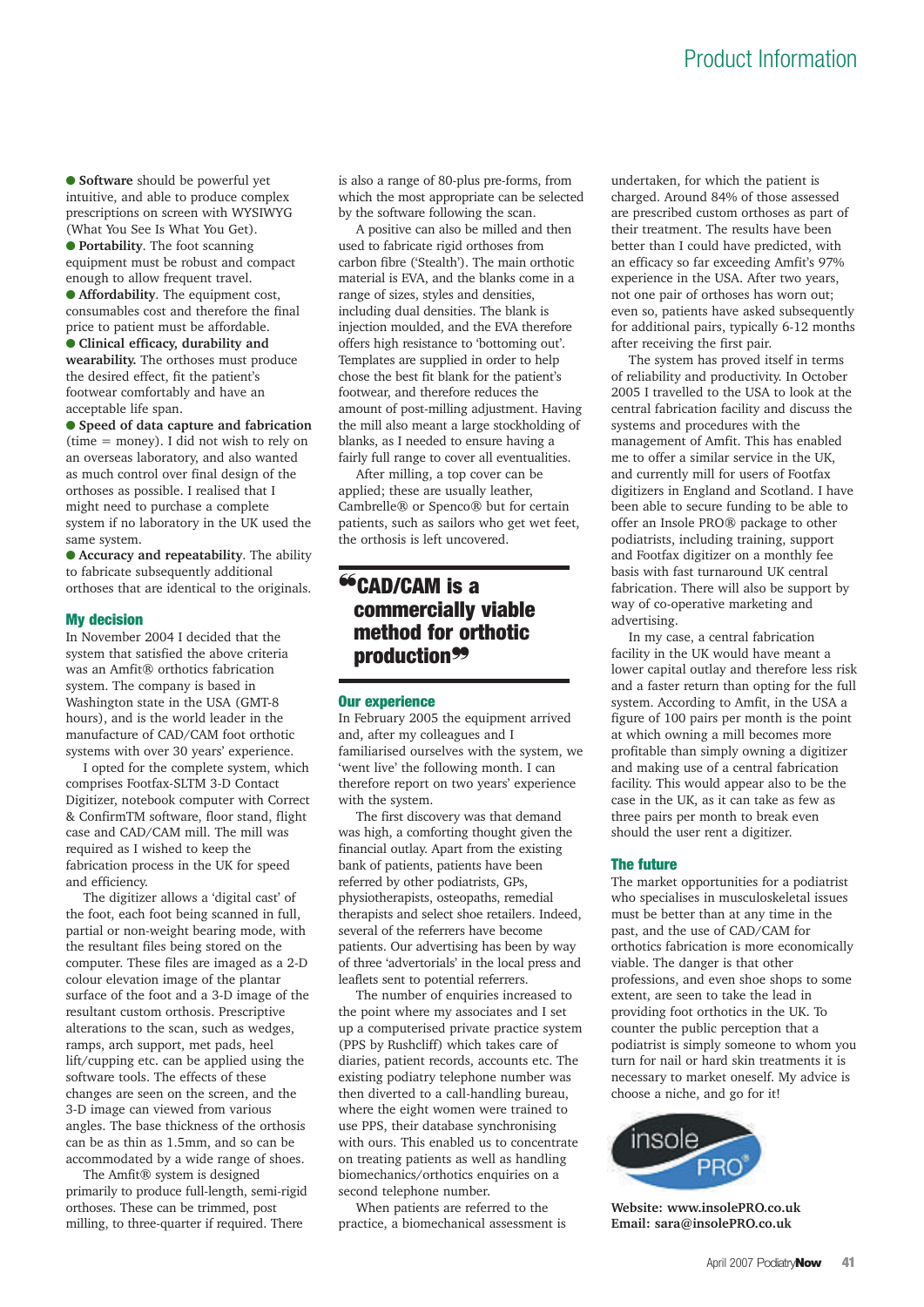- **Software** should be powerful yet intuitive, and able to produce complex prescriptions on screen with WYSIWYG (What You See Is What You Get).
- **Portability**. The foot scanning equipment must be robust and compact enough to allow frequent travel.
- **Affordability**. The equipment cost, consumables cost and therefore the final price to patient must be affordable.
- **Clinical efficacy, durability and wearability.** The orthoses must produce the desired effect, fit the patient's footwear comfortably and have an acceptable life span.
- **Speed of data capture and fabrication** (time = money). I did not wish to rely on an overseas laboratory, and also wanted as much control over final design of the orthoses as possible. I realised that I might need to purchase a complete system if no laboratory in the UK used the same system.
- **Accuracy and repeatability**. The ability to fabricate subsequently additional orthoses that are identical to the originals.

## My decision

In November 2004 I decided that the system that satisfied the above criteria was an Amfit® orthotics fabrication system. The company is based in Washington state in the USA (GMT-8 hours), and is the world leader in the manufacture of CAD/CAM foot orthotic systems with over 30 years' experience.

I opted for the complete system, which comprises Footfax-SLTM 3-D Contact Digitizer, notebook computer with Correct & ConfirmTM software, floor stand, flight case and CAD/CAM mill. The mill was required as I wished to keep the fabrication process in the UK for speed and efficiency.

The digitizer allows a 'digital cast' of the foot, each foot being scanned in full, partial or non-weight bearing mode, with the resultant files being stored on the computer. These files are imaged as a 2-D colour elevation image of the plantar surface of the foot and a 3-D image of the resultant custom orthosis. Prescriptive alterations to the scan, such as wedges, ramps, arch support, met pads, heel lift/cupping etc. can be applied using the software tools. The effects of these changes are seen on the screen, and the 3-D image can viewed from various angles. The base thickness of the orthosis can be as thin as 1.5mm, and so can be accommodated by a wide range of shoes.

The Amfit® system is designed primarily to produce full-length, semi-rigid orthoses. These can be trimmed, post milling, to three-quarter if required. There is also a range of 80-plus pre-forms, from which the most appropriate can be selected by the software following the scan.

A positive can also be milled and then used to fabricate rigid orthoses from carbon fibre ('Stealth'). The main orthotic material is EVA, and the blanks come in a range of sizes, styles and densities, including dual densities. The blank is injection moulded, and the EVA therefore offers high resistance to 'bottoming out'. Templates are supplied in order to help chose the best fit blank for the patient's footwear, and therefore reduces the amount of post-milling adjustment. Having the mill also meant a large stockholding of blanks, as I needed to ensure having a fairly full range to cover all eventualities.

After milling, a top cover can be applied; these are usually leather, Cambrelle® or Spenco® but for certain patients, such as sailors who get wet feet, the orthosis is left uncovered.

> **"CAD/CAM is a commercially viable method for orthotic production"**

## Our experience

In February 2005 the equipment arrived and, after my colleagues and I familiarised ourselves with the system, we 'went live' the following month. I can therefore report on two years' experience with the system.

The first discovery was that demand was high, a comforting thought given the financial outlay. Apart from the existing bank of patients, patients have been referred by other podiatrists, GPs, physiotherapists, osteopaths, remedial therapists and select shoe retailers. Indeed, several of the referrers have become patients. Our advertising has been by way of three 'advertorials' in the local press and leaflets sent to potential referrers.

The number of enquiries increased to the point where my associates and I set up a computerised private practice system (PPS by Rushcliff) which takes care of diaries, patient records, accounts etc. The existing podiatry telephone number was then diverted to a call-handling bureau, where the eight women were trained to use PPS, their database synchronising with ours. This enabled us to concentrate on treating patients as well as handling biomechanics/orthotics enquiries on a second telephone number.

When patients are referred to the practice, a biomechanical assessment is undertaken, for which the patient is charged. Around 84% of those assessed are prescribed custom orthoses as part of their treatment. The results have been better than I could have predicted, with an efficacy so far exceeding Amfit's 97% experience in the USA. After two years, not one pair of orthoses has worn out; even so, patients have asked subsequently for additional pairs, typically 6-12 months after receiving the first pair.

The system has proved itself in terms of reliability and productivity. In October 2005 I travelled to the USA to look at the central fabrication facility and discuss the systems and procedures with the management of Amfit. This has enabled me to offer a similar service in the UK, and currently mill for users of Footfax digitizers in England and Scotland. I have been able to secure funding to be able to offer an Insole PRO® package to other podiatrists, including training, support and Footfax digitizer on a monthly fee basis with fast turnaround UK central fabrication. There will also be support by way of co-operative marketing and advertising.

In my case, a central fabrication facility in the UK would have meant a lower capital outlay and therefore less risk and a faster return than opting for the full system. According to Amfit, in the USA a figure of 100 pairs per month is the point at which owning a mill becomes more profitable than simply owning a digitizer and making use of a central fabrication facility. This would appear also to be the case in the UK, as it can take as few as three pairs per month to break even should the user rent a digitizer.

## The future

The market opportunities for a podiatrist who specialises in musculoskeletal issues must be better than at any time in the past, and the use of CAD/CAM for orthotics fabrication is more economically viable. The danger is that other professions, and even shoe shops to some extent, are seen to take the lead in providing foot orthotics in the UK. To counter the public perception that a podiatrist is simply someone to whom you turn for nail or hard skin treatments it is necessary to market oneself. My advice is choose a niche, and go for it!

insole PRO®

**Website: www.insolePRO.co.uk**
**Email: sara@insolePRO.co.uk**